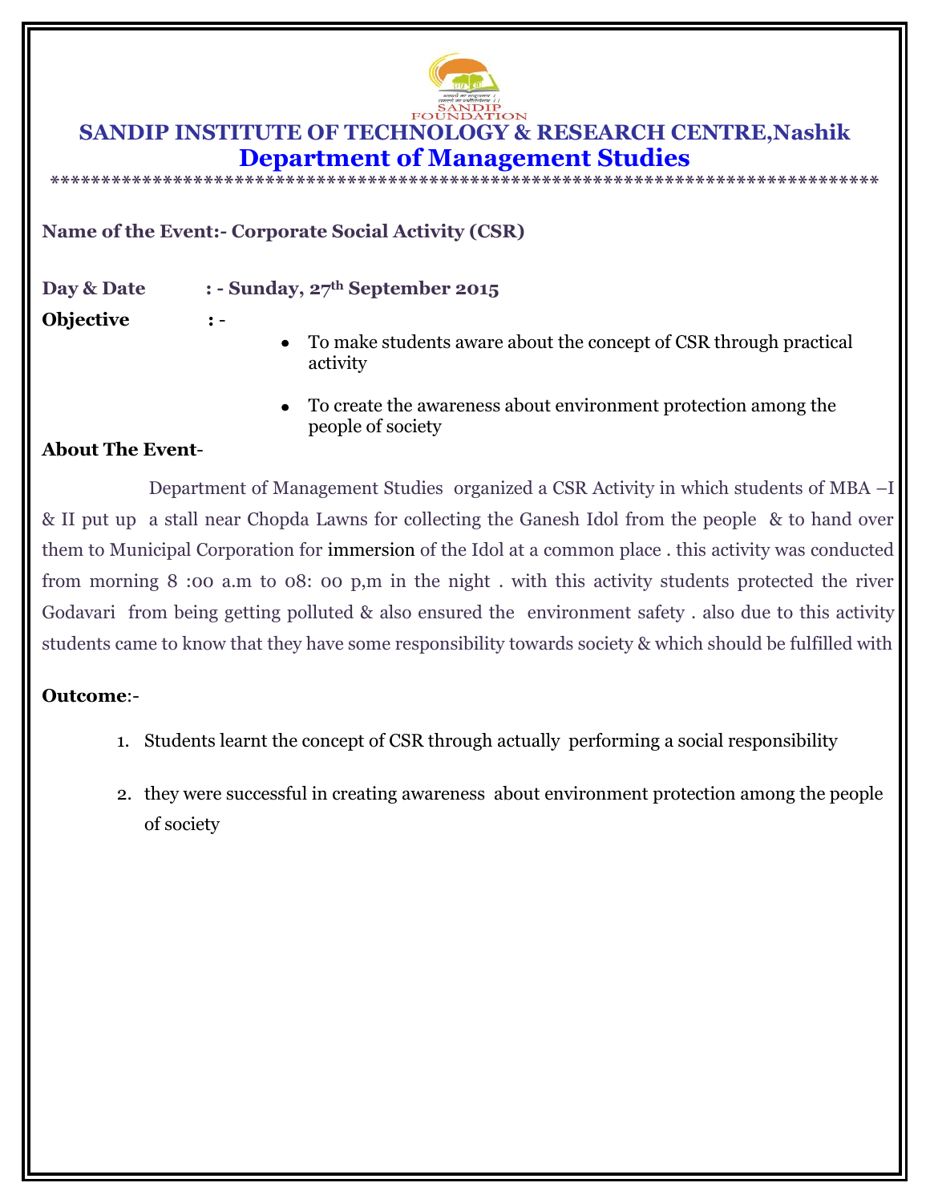# SANDIP INSTITUTE OF TECHNOLOGY & RESEARCH CENTRE,Nashik

## Department of Management Studies

\*\*\*\*\*\*\*\*\*\*\*\*\*\*\*\*\*\*\*\*\*\*\*\*\*\*\*\*\*\*\*\*\*\*\*\*\*\*\*\*\*\*\*\*\*\*\*\*\*\*\*\*\*\*\*\*\*\*\*\*\*\*\*\*\*\*\*\*\*\*\*\*\*\*\*\*\*\*\*\*

**Name of the Event:- Corporate Social Activity (CSR)**

**Day & Date : - Sunday, 27th September 2015**

**Objective : -**

- To make students aware about the concept of CSR through practical activity
- To create the awareness about environment protection among the people of society

**About The Event-**

Department of Management Studies organized a CSR Activity in which students of MBA –I & II put up a stall near Chopda Lawns for collecting the Ganesh Idol from the people & to hand over them to Municipal Corporation for immersion of the Idol at a common place . this activity was conducted from morning 8 :00 a.m to 08: 00 p,m in the night . with this activity students protected the river Godavari from being getting polluted & also ensured the environment safety . also due to this activity students came to know that they have some responsibility towards society & which should be fulfilled with

**Outcome**:-

1. Students learnt the concept of CSR through actually performing a social responsibility
2. they were successful in creating awareness about environment protection among the people of society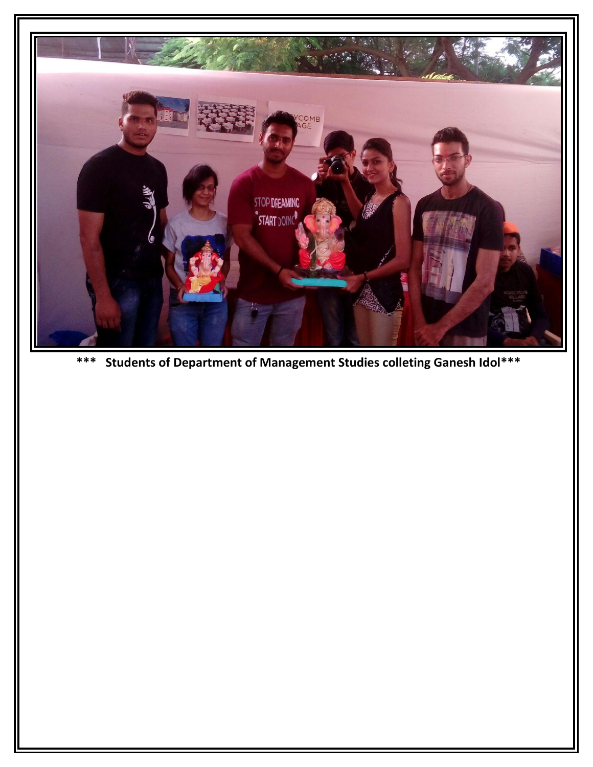**\*\*\*   Students of Department of Management Studies colleting Ganesh Idol\*\*\***